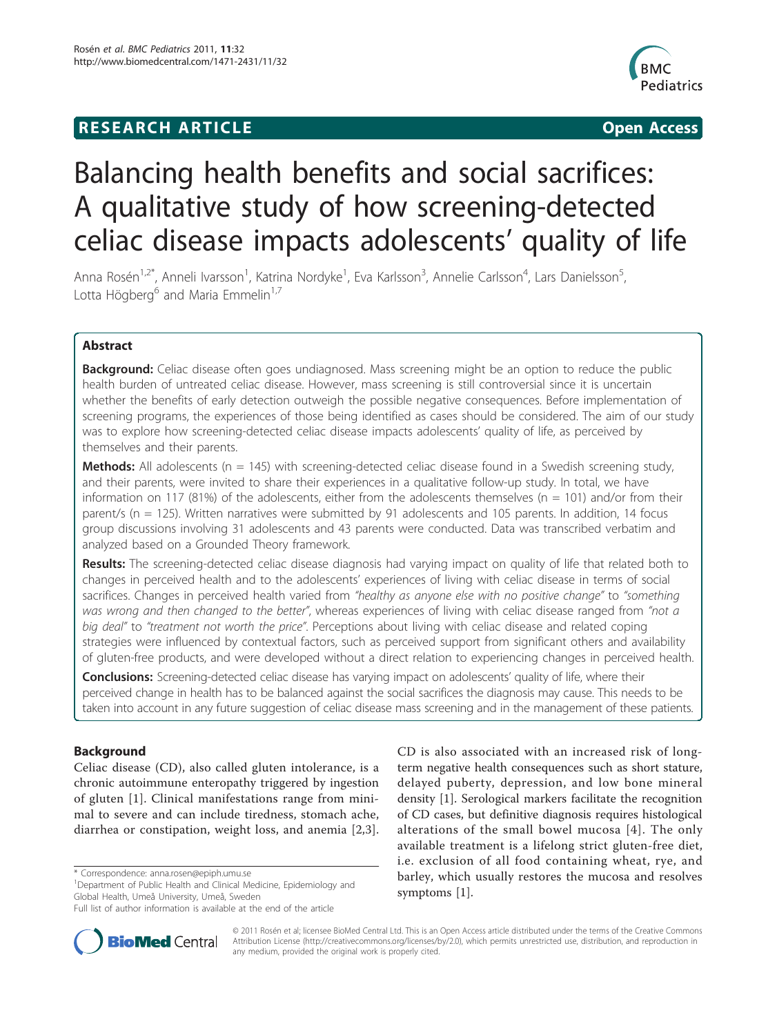RESEARCH ARTICLE Open Access

# Balancing health benefits and social sacrifices: A qualitative study of how screening-detected celiac disease impacts adolescents' quality of life

Anna Rosén[1,2*], Anneli Ivarsson[1], Katrina Nordyke[1], Eva Karlsson[3], Annelie Carlsson[4], Lars Danielsson[5], Lotta Högberg[6] and Maria Emmelin[1,7]

## Abstract

**Background:** Celiac disease often goes undiagnosed. Mass screening might be an option to reduce the public health burden of untreated celiac disease. However, mass screening is still controversial since it is uncertain whether the benefits of early detection outweigh the possible negative consequences. Before implementation of screening programs, the experiences of those being identified as cases should be considered. The aim of our study was to explore how screening-detected celiac disease impacts adolescents' quality of life, as perceived by themselves and their parents.

**Methods:** All adolescents (n = 145) with screening-detected celiac disease found in a Swedish screening study, and their parents, were invited to share their experiences in a qualitative follow-up study. In total, we have information on 117 (81%) of the adolescents, either from the adolescents themselves (n = 101) and/or from their parent/s (n = 125). Written narratives were submitted by 91 adolescents and 105 parents. In addition, 14 focus group discussions involving 31 adolescents and 43 parents were conducted. Data was transcribed verbatim and analyzed based on a Grounded Theory framework.

**Results:** The screening-detected celiac disease diagnosis had varying impact on quality of life that related both to changes in perceived health and to the adolescents' experiences of living with celiac disease in terms of social sacrifices. Changes in perceived health varied from *"healthy as anyone else with no positive change"* to *"something was wrong and then changed to the better"*, whereas experiences of living with celiac disease ranged from *"not a big deal"* to *"treatment not worth the price"*. Perceptions about living with celiac disease and related coping strategies were influenced by contextual factors, such as perceived support from significant others and availability of gluten-free products, and were developed without a direct relation to experiencing changes in perceived health.

**Conclusions:** Screening-detected celiac disease has varying impact on adolescents' quality of life, where their perceived change in health has to be balanced against the social sacrifices the diagnosis may cause. This needs to be taken into account in any future suggestion of celiac disease mass screening and in the management of these patients.

## Background

Celiac disease (CD), also called gluten intolerance, is a chronic autoimmune enteropathy triggered by ingestion of gluten [1]. Clinical manifestations range from minimal to severe and can include tiredness, stomach ache, diarrhea or constipation, weight loss, and anemia [2,3]. CD is also associated with an increased risk of long-term negative health consequences such as short stature, delayed puberty, depression, and low bone mineral density [1]. Serological markers facilitate the recognition of CD cases, but definitive diagnosis requires histological alterations of the small bowel mucosa [4]. The only available treatment is a lifelong strict gluten-free diet, i.e. exclusion of all food containing wheat, rye, and barley, which usually restores the mucosa and resolves symptoms [1].

\* Correspondence: anna.rosen@epiph.umu.se
[1]Department of Public Health and Clinical Medicine, Epidemiology and Global Health, Umeå University, Umeå, Sweden
Full list of author information is available at the end of the article

© 2011 Rosén et al; licensee BioMed Central Ltd. This is an Open Access article distributed under the terms of the Creative Commons Attribution License (http://creativecommons.org/licenses/by/2.0), which permits unrestricted use, distribution, and reproduction in any medium, provided the original work is properly cited.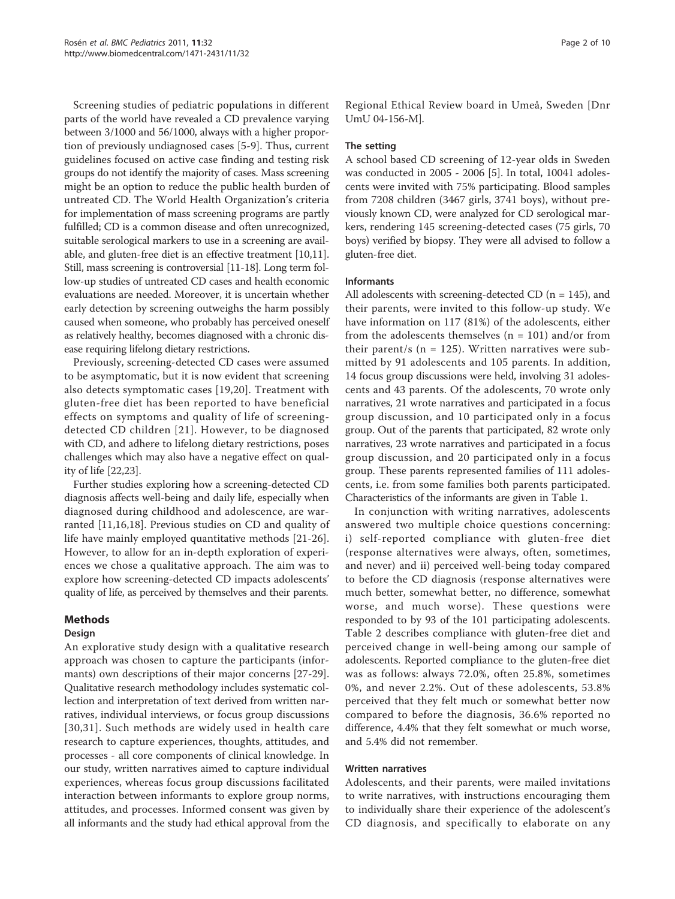Screening studies of pediatric populations in different parts of the world have revealed a CD prevalence varying between 3/1000 and 56/1000, always with a higher proportion of previously undiagnosed cases [5-9]. Thus, current guidelines focused on active case finding and testing risk groups do not identify the majority of cases. Mass screening might be an option to reduce the public health burden of untreated CD. The World Health Organization's criteria for implementation of mass screening programs are partly fulfilled; CD is a common disease and often unrecognized, suitable serological markers to use in a screening are available, and gluten-free diet is an effective treatment [10,11]. Still, mass screening is controversial [11-18]. Long term follow-up studies of untreated CD cases and health economic evaluations are needed. Moreover, it is uncertain whether early detection by screening outweighs the harm possibly caused when someone, who probably has perceived oneself as relatively healthy, becomes diagnosed with a chronic disease requiring lifelong dietary restrictions.

Previously, screening-detected CD cases were assumed to be asymptomatic, but it is now evident that screening also detects symptomatic cases [19,20]. Treatment with gluten-free diet has been reported to have beneficial effects on symptoms and quality of life of screening-detected CD children [21]. However, to be diagnosed with CD, and adhere to lifelong dietary restrictions, poses challenges which may also have a negative effect on quality of life [22,23].

Further studies exploring how a screening-detected CD diagnosis affects well-being and daily life, especially when diagnosed during childhood and adolescence, are warranted [11,16,18]. Previous studies on CD and quality of life have mainly employed quantitative methods [21-26]. However, to allow for an in-depth exploration of experiences we chose a qualitative approach. The aim was to explore how screening-detected CD impacts adolescents' quality of life, as perceived by themselves and their parents.

## Methods

### Design

An explorative study design with a qualitative research approach was chosen to capture the participants (informants) own descriptions of their major concerns [27-29]. Qualitative research methodology includes systematic collection and interpretation of text derived from written narratives, individual interviews, or focus group discussions [30,31]. Such methods are widely used in health care research to capture experiences, thoughts, attitudes, and processes - all core components of clinical knowledge. In our study, written narratives aimed to capture individual experiences, whereas focus group discussions facilitated interaction between informants to explore group norms, attitudes, and processes. Informed consent was given by all informants and the study had ethical approval from the Regional Ethical Review board in Umeå, Sweden [Dnr UmU 04-156-M].

### The setting

A school based CD screening of 12-year olds in Sweden was conducted in 2005 - 2006 [5]. In total, 10041 adolescents were invited with 75% participating. Blood samples from 7208 children (3467 girls, 3741 boys), without previously known CD, were analyzed for CD serological markers, rendering 145 screening-detected cases (75 girls, 70 boys) verified by biopsy. They were all advised to follow a gluten-free diet.

### Informants

All adolescents with screening-detected CD (n = 145), and their parents, were invited to this follow-up study. We have information on 117 (81%) of the adolescents, either from the adolescents themselves (n = 101) and/or from their parent/s (n = 125). Written narratives were submitted by 91 adolescents and 105 parents. In addition, 14 focus group discussions were held, involving 31 adolescents and 43 parents. Of the adolescents, 70 wrote only narratives, 21 wrote narratives and participated in a focus group discussion, and 10 participated only in a focus group. Out of the parents that participated, 82 wrote only narratives, 23 wrote narratives and participated in a focus group discussion, and 20 participated only in a focus group. These parents represented families of 111 adolescents, i.e. from some families both parents participated. Characteristics of the informants are given in Table 1.

In conjunction with writing narratives, adolescents answered two multiple choice questions concerning: i) self-reported compliance with gluten-free diet (response alternatives were always, often, sometimes, and never) and ii) perceived well-being today compared to before the CD diagnosis (response alternatives were much better, somewhat better, no difference, somewhat worse, and much worse). These questions were responded to by 93 of the 101 participating adolescents. Table 2 describes compliance with gluten-free diet and perceived change in well-being among our sample of adolescents. Reported compliance to the gluten-free diet was as follows: always 72.0%, often 25.8%, sometimes 0%, and never 2.2%. Out of these adolescents, 53.8% perceived that they felt much or somewhat better now compared to before the diagnosis, 36.6% reported no difference, 4.4% that they felt somewhat or much worse, and 5.4% did not remember.

### Written narratives

Adolescents, and their parents, were mailed invitations to write narratives, with instructions encouraging them to individually share their experience of the adolescent's CD diagnosis, and specifically to elaborate on any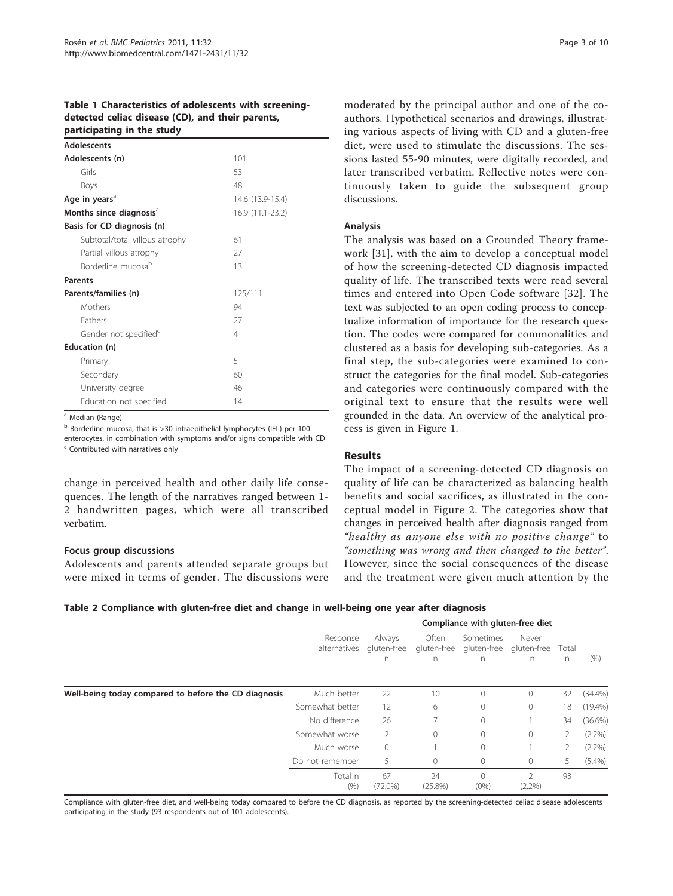**Table 1 Characteristics of adolescents with screening-detected celiac disease (CD), and their parents, participating in the study**

| | |
|---|---|
| **Adolescents** | |
| **Adolescents (n)** | 101 |
| Girls | 53 |
| Boys | 48 |
| **Age in years**[a] | 14.6 (13.9-15.4) |
| **Months since diagnosis**[a] | 16.9 (11.1-23.2) |
| **Basis for CD diagnosis (n)** | |
| Subtotal/total villous atrophy | 61 |
| Partial villous atrophy | 27 |
| Borderline mucosa[b] | 13 |
| **Parents** | |
| **Parents/families (n)** | 125/111 |
| Mothers | 94 |
| Fathers | 27 |
| Gender not specified[c] | 4 |
| **Education (n)** | |
| Primary | 5 |
| Secondary | 60 |
| University degree | 46 |
| Education not specified | 14 |

[a] Median (Range)

[b] Borderline mucosa, that is >30 intraepithelial lymphocytes (IEL) per 100 enterocytes, in combination with symptoms and/or signs compatible with CD

[c] Contributed with narratives only

change in perceived health and other daily life consequences. The length of the narratives ranged between 1-2 handwritten pages, which were all transcribed verbatim.

### Focus group discussions

Adolescents and parents attended separate groups but were mixed in terms of gender. The discussions were moderated by the principal author and one of the co-authors. Hypothetical scenarios and drawings, illustrating various aspects of living with CD and a gluten-free diet, were used to stimulate the discussions. The sessions lasted 55-90 minutes, were digitally recorded, and later transcribed verbatim. Reflective notes were continuously taken to guide the subsequent group discussions.

### Analysis

The analysis was based on a Grounded Theory framework [31], with the aim to develop a conceptual model of how the screening-detected CD diagnosis impacted quality of life. The transcribed texts were read several times and entered into Open Code software [32]. The text was subjected to an open coding process to conceptualize information of importance for the research question. The codes were compared for commonalities and clustered as a basis for developing sub-categories. As a final step, the sub-categories were examined to construct the categories for the final model. Sub-categories and categories were continuously compared with the original text to ensure that the results were well grounded in the data. An overview of the analytical process is given in Figure 1.

## Results

The impact of a screening-detected CD diagnosis on quality of life can be characterized as balancing health benefits and social sacrifices, as illustrated in the conceptual model in Figure 2. The categories show that changes in perceived health after diagnosis ranged from *"healthy as anyone else with no positive change"* to *"something was wrong and then changed to the better"*. However, since the social consequences of the disease and the treatment were given much attention by the

**Table 2 Compliance with gluten-free diet and change in well-being one year after diagnosis**

| | | Compliance with gluten-free diet | | | | | |
|---|---|---|---|---|---|---|---|
| | Response alternatives | Always gluten-free n | Often gluten-free n | Sometimes gluten-free n | Never gluten-free n | Total n | (%) |
| **Well-being today compared to before the CD diagnosis** | Much better | 22 | 10 | 0 | 0 | 32 | (34.4%) |
| | Somewhat better | 12 | 6 | 0 | 0 | 18 | (19.4%) |
| | No difference | 26 | 7 | 0 | 1 | 34 | (36.6%) |
| | Somewhat worse | 2 | 0 | 0 | 0 | 2 | (2.2%) |
| | Much worse | 0 | 1 | 0 | 1 | 2 | (2.2%) |
| | Do not remember | 5 | 0 | 0 | 0 | 5 | (5.4%) |
| | Total n (%) | 67 (72.0%) | 24 (25.8%) | 0 (0%) | 2 (2.2%) | 93 | |

Compliance with gluten-free diet, and well-being today compared to before the CD diagnosis, as reported by the screening-detected celiac disease adolescents participating in the study (93 respondents out of 101 adolescents).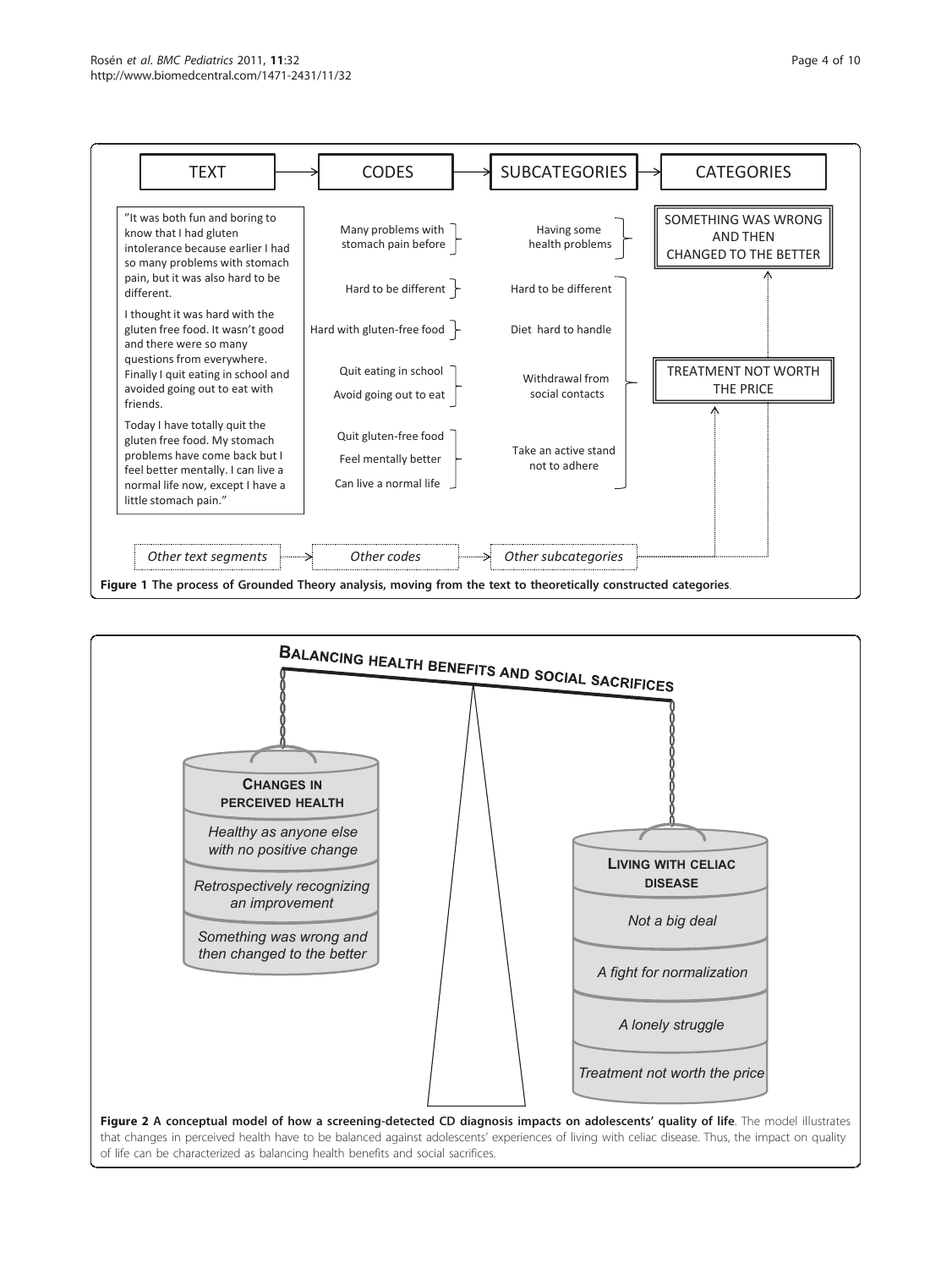| TEXT | CODES | SUBCATEGORIES | CATEGORIES |
| --- | --- | --- | --- |
| "It was both fun and boring to know that I had gluten intolerance because earlier I had so many problems with stomach pain, but it was also hard to be different. | Many problems with stomach pain before | Having some health problems | SOMETHING WAS WRONG AND THEN CHANGED TO THE BETTER |
| | Hard to be different | Hard to be different | |
| I thought it was hard with the gluten free food. It wasn't good and there were so many questions from everywhere. Finally I quit eating in school and avoided going out to eat with friends. | Hard with gluten-free food | Diet hard to handle | |
| | Quit eating in school<br>Avoid going out to eat | Withdrawal from social contacts | TREATMENT NOT WORTH THE PRICE |
| Today I have totally quit the gluten free food. My stomach problems have come back but I feel better mentally. I can live a normal life now, except I have a little stomach pain." | Quit gluten-free food<br>Feel mentally better<br>Can live a normal life | Take an active stand not to adhere | |
| *Other text segments* | *Other codes* | *Other subcategories* | |

**Figure 1 The process of Grounded Theory analysis, moving from the text to theoretically constructed categories**.

BALANCING HEALTH BENEFITS AND SOCIAL SACRIFICES

**CHANGES IN PERCEIVED HEALTH**
- *Healthy as anyone else with no positive change*
- *Retrospectively recognizing an improvement*
- *Something was wrong and then changed to the better*

**LIVING WITH CELIAC DISEASE**
- *Not a big deal*
- *A fight for normalization*
- *A lonely struggle*
- *Treatment not worth the price*

**Figure 2 A conceptual model of how a screening-detected CD diagnosis impacts on adolescents' quality of life**. The model illustrates that changes in perceived health have to be balanced against adolescents' experiences of living with celiac disease. Thus, the impact on quality of life can be characterized as balancing health benefits and social sacrifices.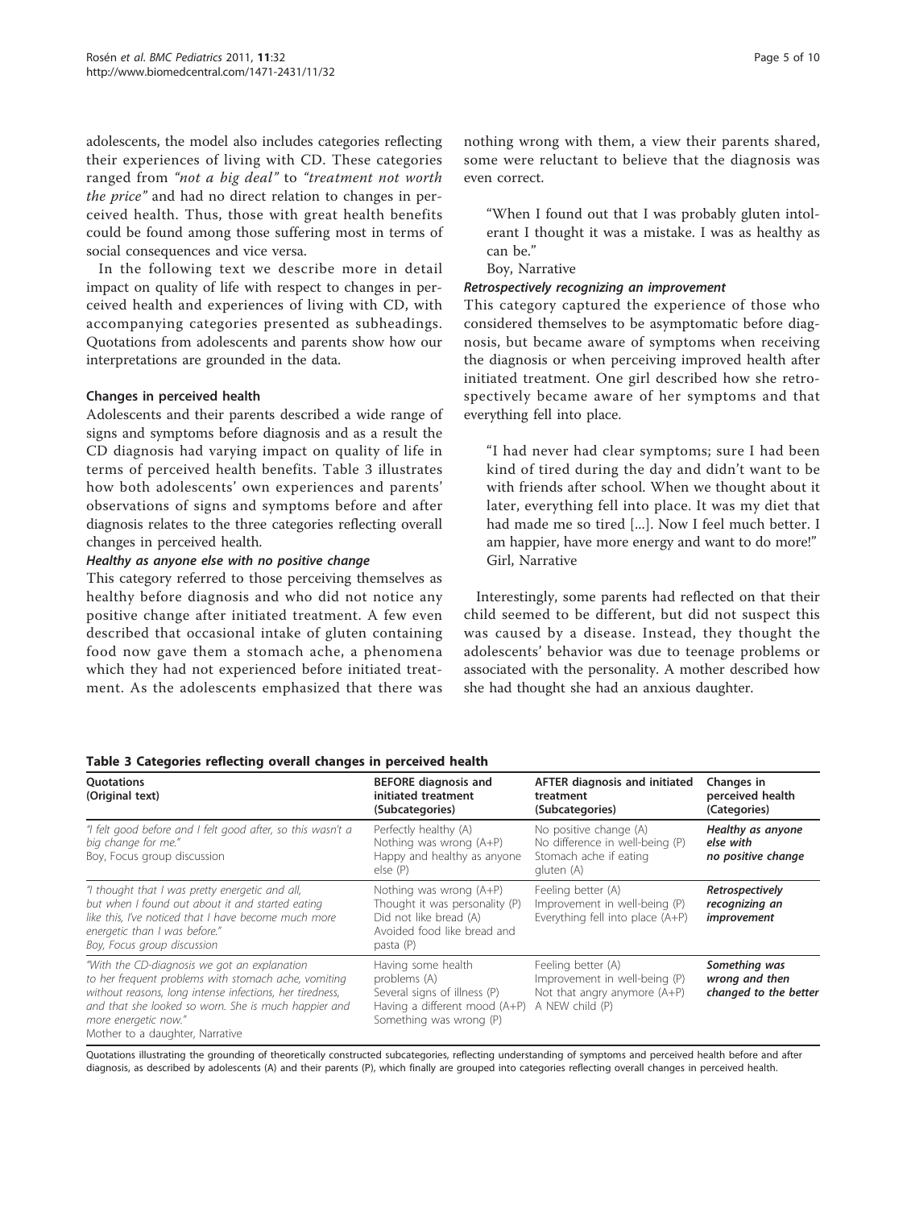adolescents, the model also includes categories reflecting their experiences of living with CD. These categories ranged from *"not a big deal"* to *"treatment not worth the price"* and had no direct relation to changes in perceived health. Thus, those with great health benefits could be found among those suffering most in terms of social consequences and vice versa.

In the following text we describe more in detail impact on quality of life with respect to changes in perceived health and experiences of living with CD, with accompanying categories presented as subheadings. Quotations from adolescents and parents show how our interpretations are grounded in the data.

### Changes in perceived health

Adolescents and their parents described a wide range of signs and symptoms before diagnosis and as a result the CD diagnosis had varying impact on quality of life in terms of perceived health benefits. Table 3 illustrates how both adolescents' own experiences and parents' observations of signs and symptoms before and after diagnosis relates to the three categories reflecting overall changes in perceived health.

#### *Healthy as anyone else with no positive change*

This category referred to those perceiving themselves as healthy before diagnosis and who did not notice any positive change after initiated treatment. A few even described that occasional intake of gluten containing food now gave them a stomach ache, a phenomena which they had not experienced before initiated treatment. As the adolescents emphasized that there was nothing wrong with them, a view their parents shared, some were reluctant to believe that the diagnosis was even correct.

> "When I found out that I was probably gluten intolerant I thought it was a mistake. I was as healthy as can be."
> Boy, Narrative

#### *Retrospectively recognizing an improvement*

This category captured the experience of those who considered themselves to be asymptomatic before diagnosis, but became aware of symptoms when receiving the diagnosis or when perceiving improved health after initiated treatment. One girl described how she retrospectively became aware of her symptoms and that everything fell into place.

> "I had never had clear symptoms; sure I had been kind of tired during the day and didn't want to be with friends after school. When we thought about it later, everything fell into place. It was my diet that had made me so tired [...]. Now I feel much better. I am happier, have more energy and want to do more!"
> Girl, Narrative

Interestingly, some parents had reflected on that their child seemed to be different, but did not suspect this was caused by a disease. Instead, they thought the adolescents' behavior was due to teenage problems or associated with the personality. A mother described how she had thought she had an anxious daughter.

**Table 3 Categories reflecting overall changes in perceived health**

| Quotations (Original text) | BEFORE diagnosis and initiated treatment (Subcategories) | AFTER diagnosis and initiated treatment (Subcategories) | Changes in perceived health (Categories) |
|---|---|---|---|
| *"I felt good before and I felt good after, so this wasn't a big change for me."* Boy, Focus group discussion | Perfectly healthy (A) Nothing was wrong (A+P) Happy and healthy as anyone else (P) | No positive change (A) No difference in well-being (P) Stomach ache if eating gluten (A) | ***Healthy as anyone else with no positive change*** |
| *"I thought that I was pretty energetic and all, but when I found out about it and started eating like this, I've noticed that I have become much more energetic than I was before."* Boy, Focus group discussion | Nothing was wrong (A+P) Thought it was personality (P) Did not like bread (A) Avoided food like bread and pasta (P) | Feeling better (A) Improvement in well-being (P) Everything fell into place (A+P) | ***Retrospectively recognizing an improvement*** |
| *"With the CD-diagnosis we got an explanation to her frequent problems with stomach ache, vomiting without reasons, long intense infections, her tiredness, and that she looked so worn. She is much happier and more energetic now."* Mother to a daughter, Narrative | Having some health problems (A) Several signs of illness (P) Having a different mood (A+P) Something was wrong (P) | Feeling better (A) Improvement in well-being (P) Not that angry anymore (A+P) A NEW child (P) | ***Something was wrong and then changed to the better*** |

Quotations illustrating the grounding of theoretically constructed subcategories, reflecting understanding of symptoms and perceived health before and after diagnosis, as described by adolescents (A) and their parents (P), which finally are grouped into categories reflecting overall changes in perceived health.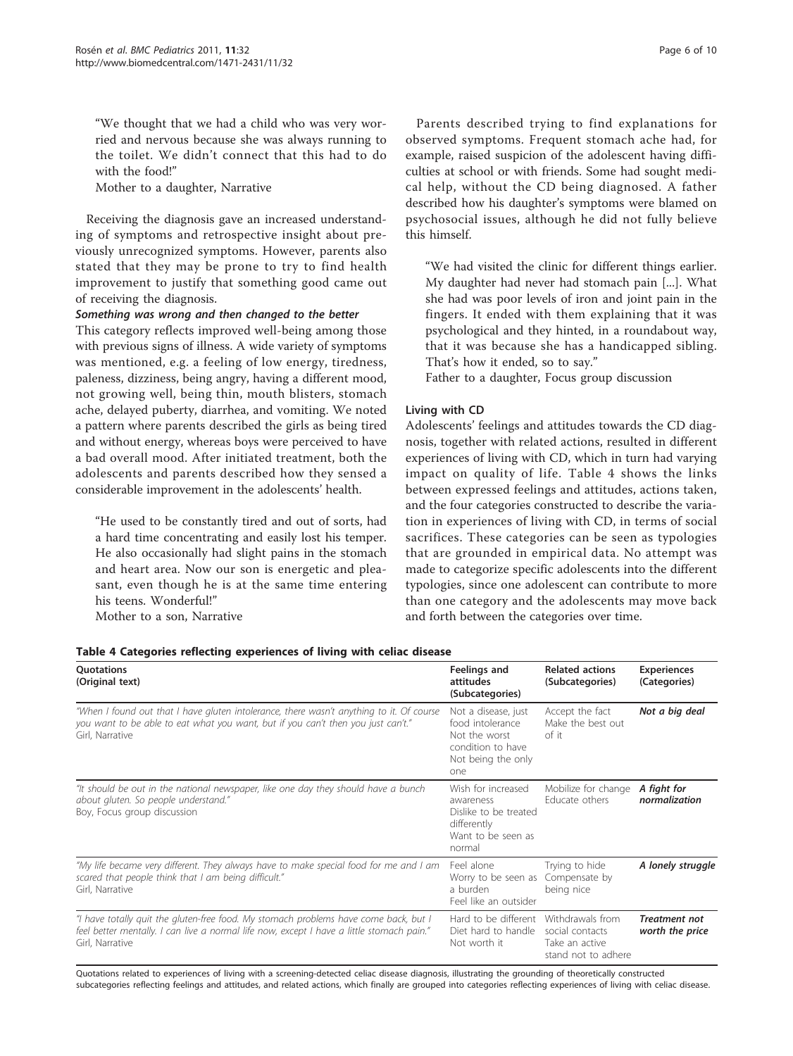"We thought that we had a child who was very worried and nervous because she was always running to the toilet. We didn't connect that this had to do with the food!"

Mother to a daughter, Narrative

Receiving the diagnosis gave an increased understanding of symptoms and retrospective insight about previously unrecognized symptoms. However, parents also stated that they may be prone to try to find health improvement to justify that something good came out of receiving the diagnosis.

#### Something was wrong and then changed to the better

This category reflects improved well-being among those with previous signs of illness. A wide variety of symptoms was mentioned, e.g. a feeling of low energy, tiredness, paleness, dizziness, being angry, having a different mood, not growing well, being thin, mouth blisters, stomach ache, delayed puberty, diarrhea, and vomiting. We noted a pattern where parents described the girls as being tired and without energy, whereas boys were perceived to have a bad overall mood. After initiated treatment, both the adolescents and parents described how they sensed a considerable improvement in the adolescents' health.

"He used to be constantly tired and out of sorts, had a hard time concentrating and easily lost his temper. He also occasionally had slight pains in the stomach and heart area. Now our son is energetic and pleasant, even though he is at the same time entering his teens. Wonderful!"

Mother to a son, Narrative

Parents described trying to find explanations for observed symptoms. Frequent stomach ache had, for example, raised suspicion of the adolescent having difficulties at school or with friends. Some had sought medical help, without the CD being diagnosed. A father described how his daughter's symptoms were blamed on psychosocial issues, although he did not fully believe this himself.

"We had visited the clinic for different things earlier. My daughter had never had stomach pain [...]. What she had was poor levels of iron and joint pain in the fingers. It ended with them explaining that it was psychological and they hinted, in a roundabout way, that it was because she has a handicapped sibling. That's how it ended, so to say."

Father to a daughter, Focus group discussion

### Living with CD

Adolescents' feelings and attitudes towards the CD diagnosis, together with related actions, resulted in different experiences of living with CD, which in turn had varying impact on quality of life. Table 4 shows the links between expressed feelings and attitudes, actions taken, and the four categories constructed to describe the variation in experiences of living with CD, in terms of social sacrifices. These categories can be seen as typologies that are grounded in empirical data. No attempt was made to categorize specific adolescents into the different typologies, since one adolescent can contribute to more than one category and the adolescents may move back and forth between the categories over time.

**Table 4 Categories reflecting experiences of living with celiac disease**

| Quotations (Original text) | Feelings and attitudes (Subcategories) | Related actions (Subcategories) | Experiences (Categories) |
|---|---|---|---|
| *"When I found out that I have gluten intolerance, there wasn't anything to it. Of course you want to be able to eat what you want, but if you can't then you just can't."* Girl, Narrative | Not a disease, just food intolerance<br>Not the worst condition to have<br>Not being the only one | Accept the fact<br>Make the best out of it | ***Not a big deal*** |
| *"It should be out in the national newspaper, like one day they should have a bunch about gluten. So people understand."* Boy, Focus group discussion | Wish for increased awareness<br>Dislike to be treated differently<br>Want to be seen as normal | Mobilize for change<br>Educate others | ***A fight for normalization*** |
| *"My life became very different. They always have to make special food for me and I am scared that people think that I am being difficult."* Girl, Narrative | Feel alone<br>Worry to be seen as a burden<br>Feel like an outsider | Trying to hide<br>Compensate by being nice | ***A lonely struggle*** |
| *"I have totally quit the gluten-free food. My stomach problems have come back, but I feel better mentally. I can live a normal life now, except I have a little stomach pain."* Girl, Narrative | Hard to be different<br>Diet hard to handle<br>Not worth it | Withdrawals from social contacts<br>Take an active stand not to adhere | ***Treatment not worth the price*** |

Quotations related to experiences of living with a screening-detected celiac disease diagnosis, illustrating the grounding of theoretically constructed subcategories reflecting feelings and attitudes, and related actions, which finally are grouped into categories reflecting experiences of living with celiac disease.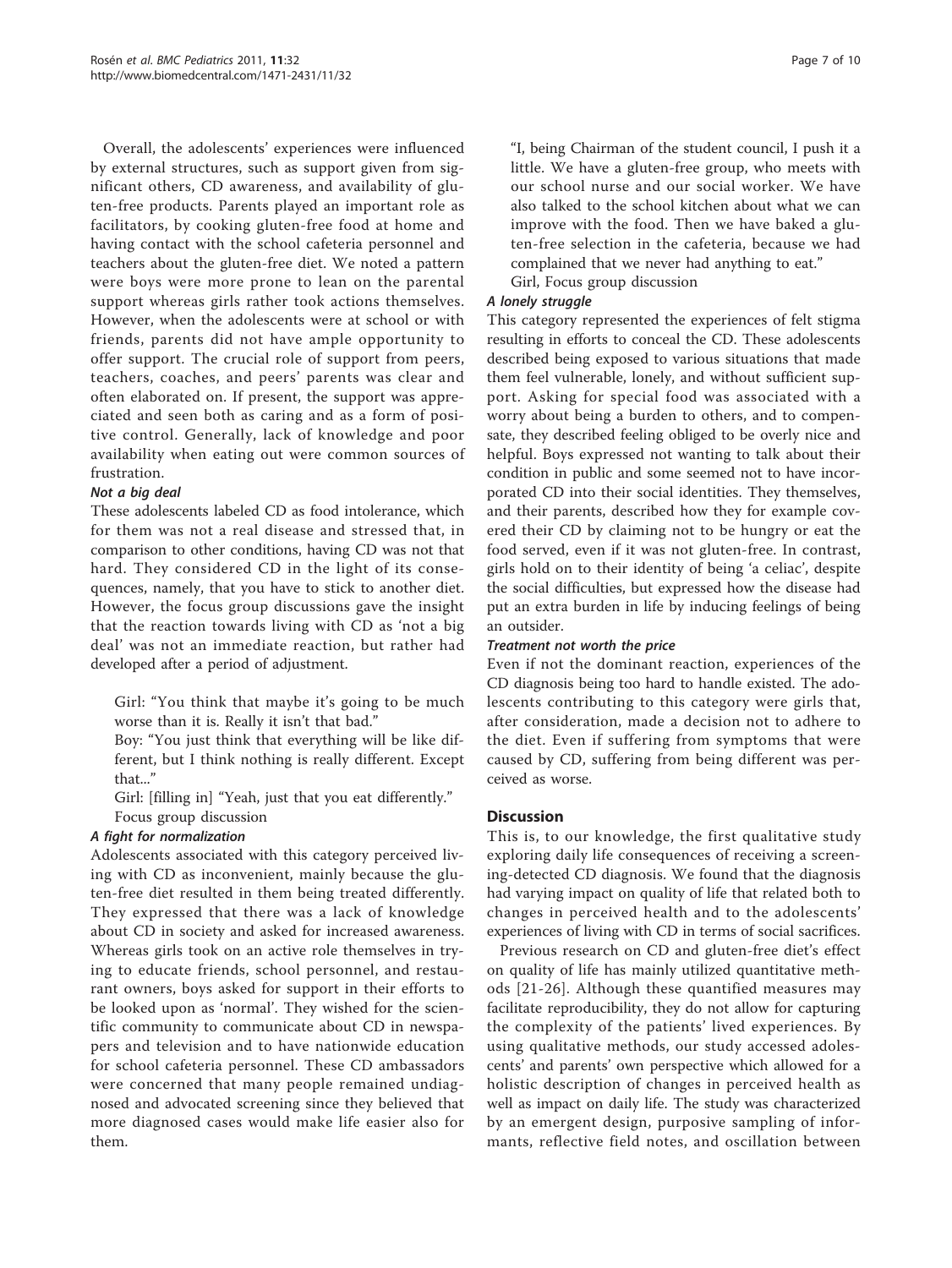Overall, the adolescents' experiences were influenced by external structures, such as support given from significant others, CD awareness, and availability of gluten-free products. Parents played an important role as facilitators, by cooking gluten-free food at home and having contact with the school cafeteria personnel and teachers about the gluten-free diet. We noted a pattern were boys were more prone to lean on the parental support whereas girls rather took actions themselves. However, when the adolescents were at school or with friends, parents did not have ample opportunity to offer support. The crucial role of support from peers, teachers, coaches, and peers' parents was clear and often elaborated on. If present, the support was appreciated and seen both as caring and as a form of positive control. Generally, lack of knowledge and poor availability when eating out were common sources of frustration.

#### *Not a big deal*

These adolescents labeled CD as food intolerance, which for them was not a real disease and stressed that, in comparison to other conditions, having CD was not that hard. They considered CD in the light of its consequences, namely, that you have to stick to another diet. However, the focus group discussions gave the insight that the reaction towards living with CD as 'not a big deal' was not an immediate reaction, but rather had developed after a period of adjustment.

> Girl: "You think that maybe it's going to be much worse than it is. Really it isn't that bad."
>
> Boy: "You just think that everything will be like different, but I think nothing is really different. Except that..."
>
> Girl: [filling in] "Yeah, just that you eat differently."
>
> Focus group discussion

#### *A fight for normalization*

Adolescents associated with this category perceived living with CD as inconvenient, mainly because the gluten-free diet resulted in them being treated differently. They expressed that there was a lack of knowledge about CD in society and asked for increased awareness. Whereas girls took on an active role themselves in trying to educate friends, school personnel, and restaurant owners, boys asked for support in their efforts to be looked upon as 'normal'. They wished for the scientific community to communicate about CD in newspapers and television and to have nationwide education for school cafeteria personnel. These CD ambassadors were concerned that many people remained undiagnosed and advocated screening since they believed that more diagnosed cases would make life easier also for them.

> "I, being Chairman of the student council, I push it a little. We have a gluten-free group, who meets with our school nurse and our social worker. We have also talked to the school kitchen about what we can improve with the food. Then we have baked a gluten-free selection in the cafeteria, because we had complained that we never had anything to eat."
>
> Girl, Focus group discussion

#### *A lonely struggle*

This category represented the experiences of felt stigma resulting in efforts to conceal the CD. These adolescents described being exposed to various situations that made them feel vulnerable, lonely, and without sufficient support. Asking for special food was associated with a worry about being a burden to others, and to compensate, they described feeling obliged to be overly nice and helpful. Boys expressed not wanting to talk about their condition in public and some seemed not to have incorporated CD into their social identities. They themselves, and their parents, described how they for example covered their CD by claiming not to be hungry or eat the food served, even if it was not gluten-free. In contrast, girls hold on to their identity of being 'a celiac', despite the social difficulties, but expressed how the disease had put an extra burden in life by inducing feelings of being an outsider.

#### *Treatment not worth the price*

Even if not the dominant reaction, experiences of the CD diagnosis being too hard to handle existed. The adolescents contributing to this category were girls that, after consideration, made a decision not to adhere to the diet. Even if suffering from symptoms that were caused by CD, suffering from being different was perceived as worse.

## Discussion

This is, to our knowledge, the first qualitative study exploring daily life consequences of receiving a screening-detected CD diagnosis. We found that the diagnosis had varying impact on quality of life that related both to changes in perceived health and to the adolescents' experiences of living with CD in terms of social sacrifices.

Previous research on CD and gluten-free diet's effect on quality of life has mainly utilized quantitative methods [21-26]. Although these quantified measures may facilitate reproducibility, they do not allow for capturing the complexity of the patients' lived experiences. By using qualitative methods, our study accessed adolescents' and parents' own perspective which allowed for a holistic description of changes in perceived health as well as impact on daily life. The study was characterized by an emergent design, purposive sampling of informants, reflective field notes, and oscillation between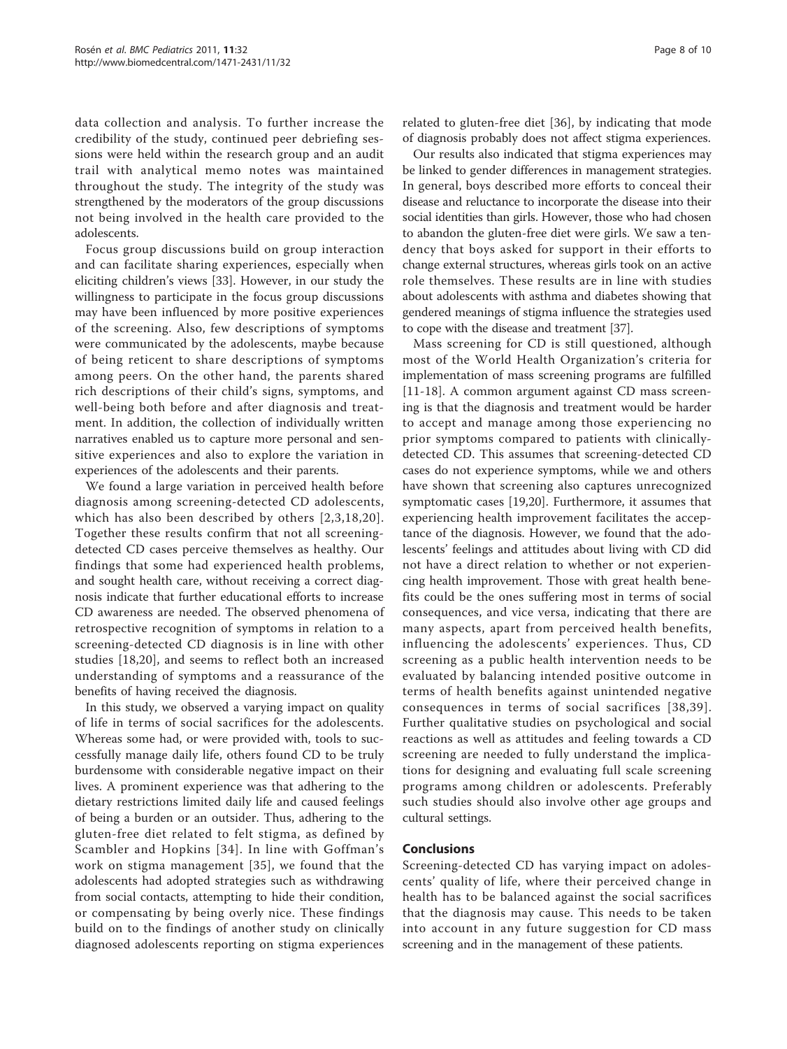data collection and analysis. To further increase the credibility of the study, continued peer debriefing sessions were held within the research group and an audit trail with analytical memo notes was maintained throughout the study. The integrity of the study was strengthened by the moderators of the group discussions not being involved in the health care provided to the adolescents.

Focus group discussions build on group interaction and can facilitate sharing experiences, especially when eliciting children's views [33]. However, in our study the willingness to participate in the focus group discussions may have been influenced by more positive experiences of the screening. Also, few descriptions of symptoms were communicated by the adolescents, maybe because of being reticent to share descriptions of symptoms among peers. On the other hand, the parents shared rich descriptions of their child's signs, symptoms, and well-being both before and after diagnosis and treatment. In addition, the collection of individually written narratives enabled us to capture more personal and sensitive experiences and also to explore the variation in experiences of the adolescents and their parents.

We found a large variation in perceived health before diagnosis among screening-detected CD adolescents, which has also been described by others [2,3,18,20]. Together these results confirm that not all screening-detected CD cases perceive themselves as healthy. Our findings that some had experienced health problems, and sought health care, without receiving a correct diagnosis indicate that further educational efforts to increase CD awareness are needed. The observed phenomena of retrospective recognition of symptoms in relation to a screening-detected CD diagnosis is in line with other studies [18,20], and seems to reflect both an increased understanding of symptoms and a reassurance of the benefits of having received the diagnosis.

In this study, we observed a varying impact on quality of life in terms of social sacrifices for the adolescents. Whereas some had, or were provided with, tools to successfully manage daily life, others found CD to be truly burdensome with considerable negative impact on their lives. A prominent experience was that adhering to the dietary restrictions limited daily life and caused feelings of being a burden or an outsider. Thus, adhering to the gluten-free diet related to felt stigma, as defined by Scambler and Hopkins [34]. In line with Goffman's work on stigma management [35], we found that the adolescents had adopted strategies such as withdrawing from social contacts, attempting to hide their condition, or compensating by being overly nice. These findings build on to the findings of another study on clinically diagnosed adolescents reporting on stigma experiences related to gluten-free diet [36], by indicating that mode of diagnosis probably does not affect stigma experiences.

Our results also indicated that stigma experiences may be linked to gender differences in management strategies. In general, boys described more efforts to conceal their disease and reluctance to incorporate the disease into their social identities than girls. However, those who had chosen to abandon the gluten-free diet were girls. We saw a tendency that boys asked for support in their efforts to change external structures, whereas girls took on an active role themselves. These results are in line with studies about adolescents with asthma and diabetes showing that gendered meanings of stigma influence the strategies used to cope with the disease and treatment [37].

Mass screening for CD is still questioned, although most of the World Health Organization's criteria for implementation of mass screening programs are fulfilled [11-18]. A common argument against CD mass screening is that the diagnosis and treatment would be harder to accept and manage among those experiencing no prior symptoms compared to patients with clinically-detected CD. This assumes that screening-detected CD cases do not experience symptoms, while we and others have shown that screening also captures unrecognized symptomatic cases [19,20]. Furthermore, it assumes that experiencing health improvement facilitates the acceptance of the diagnosis. However, we found that the adolescents' feelings and attitudes about living with CD did not have a direct relation to whether or not experiencing health improvement. Those with great health benefits could be the ones suffering most in terms of social consequences, and vice versa, indicating that there are many aspects, apart from perceived health benefits, influencing the adolescents' experiences. Thus, CD screening as a public health intervention needs to be evaluated by balancing intended positive outcome in terms of health benefits against unintended negative consequences in terms of social sacrifices [38,39]. Further qualitative studies on psychological and social reactions as well as attitudes and feeling towards a CD screening are needed to fully understand the implications for designing and evaluating full scale screening programs among children or adolescents. Preferably such studies should also involve other age groups and cultural settings.

## Conclusions

Screening-detected CD has varying impact on adolescents' quality of life, where their perceived change in health has to be balanced against the social sacrifices that the diagnosis may cause. This needs to be taken into account in any future suggestion for CD mass screening and in the management of these patients.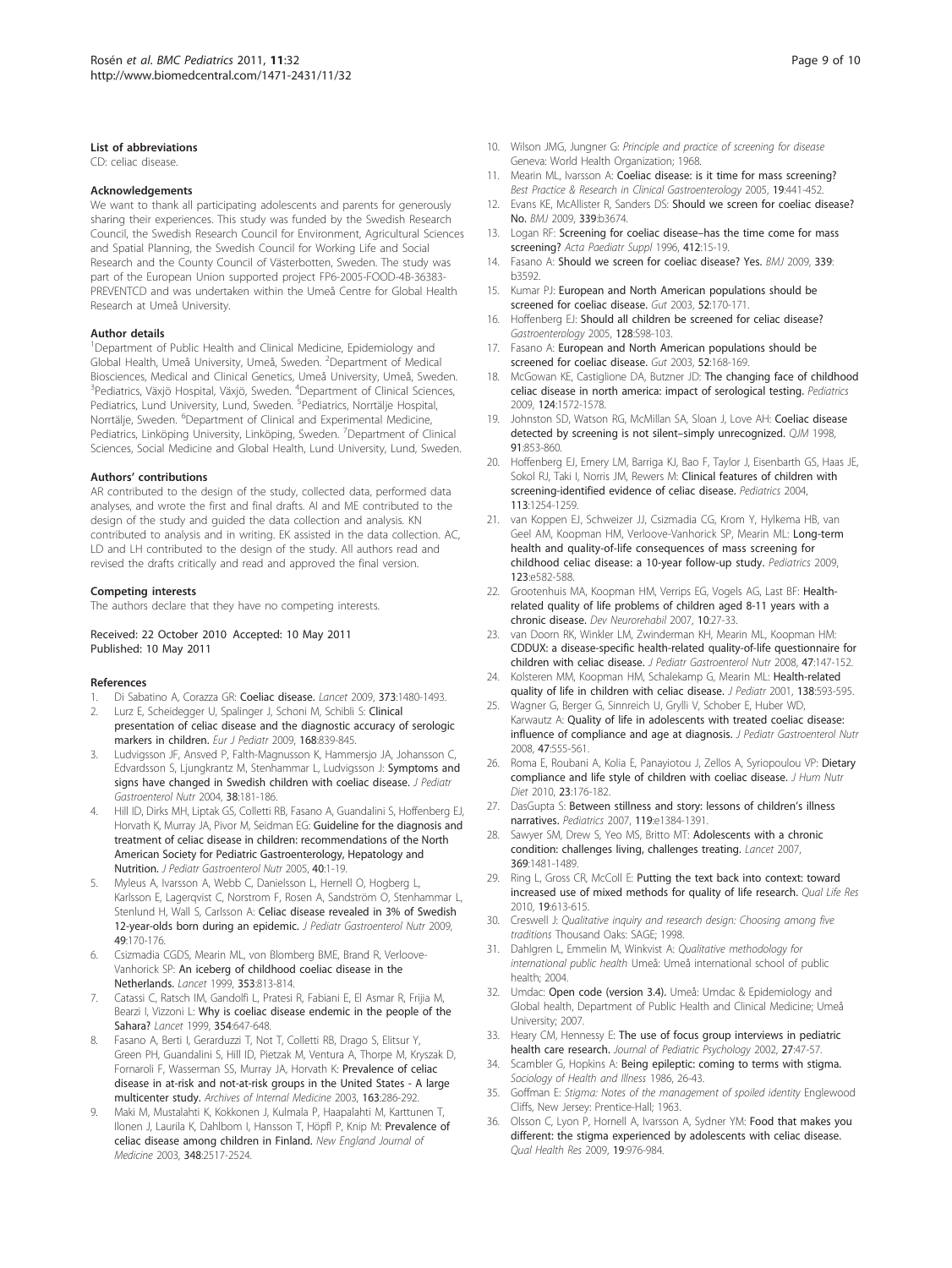### List of abbreviations

CD: celiac disease.

### Acknowledgements

We want to thank all participating adolescents and parents for generously sharing their experiences. This study was funded by the Swedish Research Council, the Swedish Research Council for Environment, Agricultural Sciences and Spatial Planning, the Swedish Council for Working Life and Social Research and the County Council of Västerbotten, Sweden. The study was part of the European Union supported project FP6-2005-FOOD-4B-36383-PREVENTCD and was undertaken within the Umeå Centre for Global Health Research at Umeå University.

### Author details

[1]Department of Public Health and Clinical Medicine, Epidemiology and Global Health, Umeå University, Umeå, Sweden. [2]Department of Medical Biosciences, Medical and Clinical Genetics, Umeå University, Umeå, Sweden. [3]Pediatrics, Växjö Hospital, Växjö, Sweden. [4]Department of Clinical Sciences, Pediatrics, Lund University, Lund, Sweden. [5]Pediatrics, Norrtälje Hospital, Norrtälje, Sweden. [6]Department of Clinical and Experimental Medicine, Pediatrics, Linköping University, Linköping, Sweden. [7]Department of Clinical Sciences, Social Medicine and Global Health, Lund University, Lund, Sweden.

### Authors' contributions

AR contributed to the design of the study, collected data, performed data analyses, and wrote the first and final drafts. AI and ME contributed to the design of the study and guided the data collection and analysis. KN contributed to analysis and in writing. EK assisted in the data collection. AC, LD and LH contributed to the design of the study. All authors read and revised the drafts critically and read and approved the final version.

### Competing interests

The authors declare that they have no competing interests.

Received: 22 October 2010 Accepted: 10 May 2011
Published: 10 May 2011

### References

1. Di Sabatino A, Corazza GR: **Coeliac disease.** *Lancet* 2009, **373**:1480-1493.
2. Lurz E, Scheidegger U, Spalinger J, Schoni M, Schibli S: **Clinical presentation of celiac disease and the diagnostic accuracy of serologic markers in children.** *Eur J Pediatr* 2009, **168**:839-845.
3. Ludvigsson JF, Ansved P, Falth-Magnusson K, Hammersjo JA, Johansson C, Edvardsson S, Ljungkrantz M, Stenhammar L, Ludvigsson J: **Symptoms and signs have changed in Swedish children with coeliac disease.** *J Pediatr Gastroenterol Nutr* 2004, **38**:181-186.
4. Hill ID, Dirks MH, Liptak GS, Colletti RB, Fasano A, Guandalini S, Hoffenberg EJ, Horvath K, Murray JA, Pivor M, Seidman EG: **Guideline for the diagnosis and treatment of celiac disease in children: recommendations of the North American Society for Pediatric Gastroenterology, Hepatology and Nutrition.** *J Pediatr Gastroenterol Nutr* 2005, **40**:1-19.
5. Myleus A, Ivarsson A, Webb C, Danielsson L, Hernell O, Hogberg L, Karlsson E, Lagerqvist C, Norstrom F, Rosen A, Sandström O, Stenhammar L, Stenlund H, Wall S, Carlsson A: **Celiac disease revealed in 3% of Swedish 12-year-olds born during an epidemic.** *J Pediatr Gastroenterol Nutr* 2009, **49**:170-176.
6. Csizmadia CGDS, Mearin ML, von Blomberg BME, Brand R, Verloove-Vanhorick SP: **An iceberg of childhood coeliac disease in the Netherlands.** *Lancet* 1999, **353**:813-814.
7. Catassi C, Ratsch IM, Gandolfi L, Pratesi R, Fabiani E, El Asmar R, Frijia M, Bearzi I, Vizzoni L: **Why is coeliac disease endemic in the people of the Sahara?** *Lancet* 1999, **354**:647-648.
8. Fasano A, Berti I, Gerarduzzi T, Not T, Colletti RB, Drago S, Elitsur Y, Green PH, Guandalini S, Hill ID, Pietzak M, Ventura A, Thorpe M, Kryszak D, Fornaroli F, Wasserman SS, Murray JA, Horvath K: **Prevalence of celiac disease in at-risk and not-at-risk groups in the United States - A large multicenter study.** *Archives of Internal Medicine* 2003, **163**:286-292.
9. Maki M, Mustalahti K, Kokkonen J, Kulmala P, Haapalahti M, Karttunen T, Ilonen J, Laurila K, Dahlbom I, Hansson T, Höpfl P, Knip M: **Prevalence of celiac disease among children in Finland.** *New England Journal of Medicine* 2003, **348**:2517-2524.
10. Wilson JMG, Jungner G: *Principle and practice of screening for disease* Geneva: World Health Organization; 1968.
11. Mearin ML, Ivarsson A: **Coeliac disease: is it time for mass screening?** *Best Practice & Research in Clinical Gastroenterology* 2005, **19**:441-452.
12. Evans KE, McAllister R, Sanders DS: **Should we screen for coeliac disease? No.** *BMJ* 2009, **339**:b3674.
13. Logan RF: **Screening for coeliac disease–has the time come for mass screening?** *Acta Paediatr Suppl* 1996, **412**:15-19.
14. Fasano A: **Should we screen for coeliac disease? Yes.** *BMJ* 2009, **339**: b3592.
15. Kumar PJ: **European and North American populations should be screened for coeliac disease.** *Gut* 2003, **52**:170-171.
16. Hoffenberg EJ: **Should all children be screened for celiac disease?** *Gastroenterology* 2005, **128**:S98-103.
17. Fasano A: **European and North American populations should be screened for coeliac disease.** *Gut* 2003, **52**:168-169.
18. McGowan KE, Castiglione DA, Butzner JD: **The changing face of childhood celiac disease in north america: impact of serological testing.** *Pediatrics* 2009, **124**:1572-1578.
19. Johnston SD, Watson RG, McMillan SA, Sloan J, Love AH: **Coeliac disease detected by screening is not silent–simply unrecognized.** *QJM* 1998, **91**:853-860.
20. Hoffenberg EJ, Emery LM, Barriga KJ, Bao F, Taylor J, Eisenbarth GS, Haas JE, Sokol RJ, Taki I, Norris JM, Rewers M: **Clinical features of children with screening-identified evidence of celiac disease.** *Pediatrics* 2004, **113**:1254-1259.
21. van Koppen EJ, Schweizer JJ, Csizmadia CG, Krom Y, Hylkema HB, van Geel AM, Koopman HM, Verloove-Vanhorick SP, Mearin ML: **Long-term health and quality-of-life consequences of mass screening for childhood celiac disease: a 10-year follow-up study.** *Pediatrics* 2009, **123**:e582-588.
22. Grootenhuis MA, Koopman HM, Verrips EG, Vogels AG, Last BF: **Health-related quality of life problems of children aged 8-11 years with a chronic disease.** *Dev Neurorehabil* 2007, **10**:27-33.
23. van Doorn RK, Winkler LM, Zwinderman KH, Mearin ML, Koopman HM: **CDDUX: a disease-specific health-related quality-of-life questionnaire for children with celiac disease.** *J Pediatr Gastroenterol Nutr* 2008, **47**:147-152.
24. Kolsteren MM, Koopman HM, Schalekamp G, Mearin ML: **Health-related quality of life in children with celiac disease.** *J Pediatr* 2001, **138**:593-595.
25. Wagner G, Berger G, Sinnreich U, Grylli V, Schober E, Huber WD, Karwautz A: **Quality of life in adolescents with treated coeliac disease: influence of compliance and age at diagnosis.** *J Pediatr Gastroenterol Nutr* 2008, **47**:555-561.
26. Roma E, Roubani A, Kolia E, Panayiotou J, Zellos A, Syriopoulou VP: **Dietary compliance and life style of children with coeliac disease.** *J Hum Nutr Diet* 2010, **23**:176-182.
27. DasGupta S: **Between stillness and story: lessons of children's illness narratives.** *Pediatrics* 2007, **119**:e1384-1391.
28. Sawyer SM, Drew S, Yeo MS, Britto MT: **Adolescents with a chronic condition: challenges living, challenges treating.** *Lancet* 2007, **369**:1481-1489.
29. Ring L, Gross CR, McColl E: **Putting the text back into context: toward increased use of mixed methods for quality of life research.** *Qual Life Res* 2010, **19**:613-615.
30. Creswell J: *Qualitative inquiry and research design: Choosing among five traditions* Thousand Oaks: SAGE; 1998.
31. Dahlgren L, Emmelin M, Winkvist A: *Qualitative methodology for international public health* Umeå: Umeå international school of public health; 2004.
32. Umdac: **Open code (version 3.4).** Umeå: Umdac & Epidemiology and Global health, Department of Public Health and Clinical Medicine; Umeå University; 2007.
33. Heary CM, Hennessy E: **The use of focus group interviews in pediatric health care research.** *Journal of Pediatric Psychology* 2002, **27**:47-57.
34. Scambler G, Hopkins A: **Being epileptic: coming to terms with stigma.** *Sociology of Health and Illness* 1986, 26-43.
35. Goffman E: *Stigma: Notes of the management of spoiled identity* Englewood Cliffs, New Jersey: Prentice-Hall; 1963.
36. Olsson C, Lyon P, Hornell A, Ivarsson A, Sydner YM: **Food that makes you different: the stigma experienced by adolescents with celiac disease.** *Qual Health Res* 2009, **19**:976-984.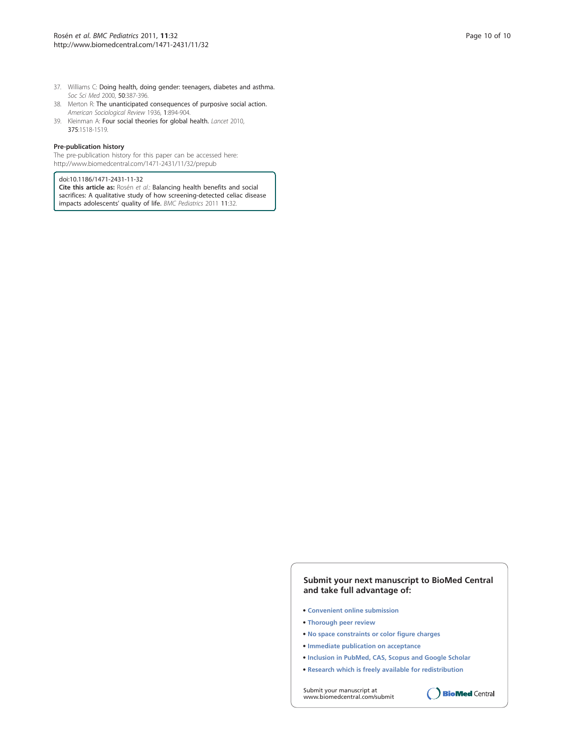37. Williams C: **Doing health, doing gender: teenagers, diabetes and asthma.** *Soc Sci Med* 2000, **50**:387-396.
38. Merton R: **The unanticipated consequences of purposive social action.** *American Sociological Review* 1936, **1**:894-904.
39. Kleinman A: **Four social theories for global health.** *Lancet* 2010, **375**:1518-1519.

**Pre-publication history**

The pre-publication history for this paper can be accessed here: http://www.biomedcentral.com/1471-2431/11/32/prepub

doi:10.1186/1471-2431-11-32

**Cite this article as:** Rosén *et al.*: Balancing health benefits and social sacrifices: A qualitative study of how screening-detected celiac disease impacts adolescents' quality of life. *BMC Pediatrics* 2011 **11**:32.

**Submit your next manuscript to BioMed Central and take full advantage of:**

- **Convenient online submission**
- **Thorough peer review**
- **No space constraints or color figure charges**
- **Immediate publication on acceptance**
- **Inclusion in PubMed, CAS, Scopus and Google Scholar**
- **Research which is freely available for redistribution**

Submit your manuscript at www.biomedcentral.com/submit

BioMed Central